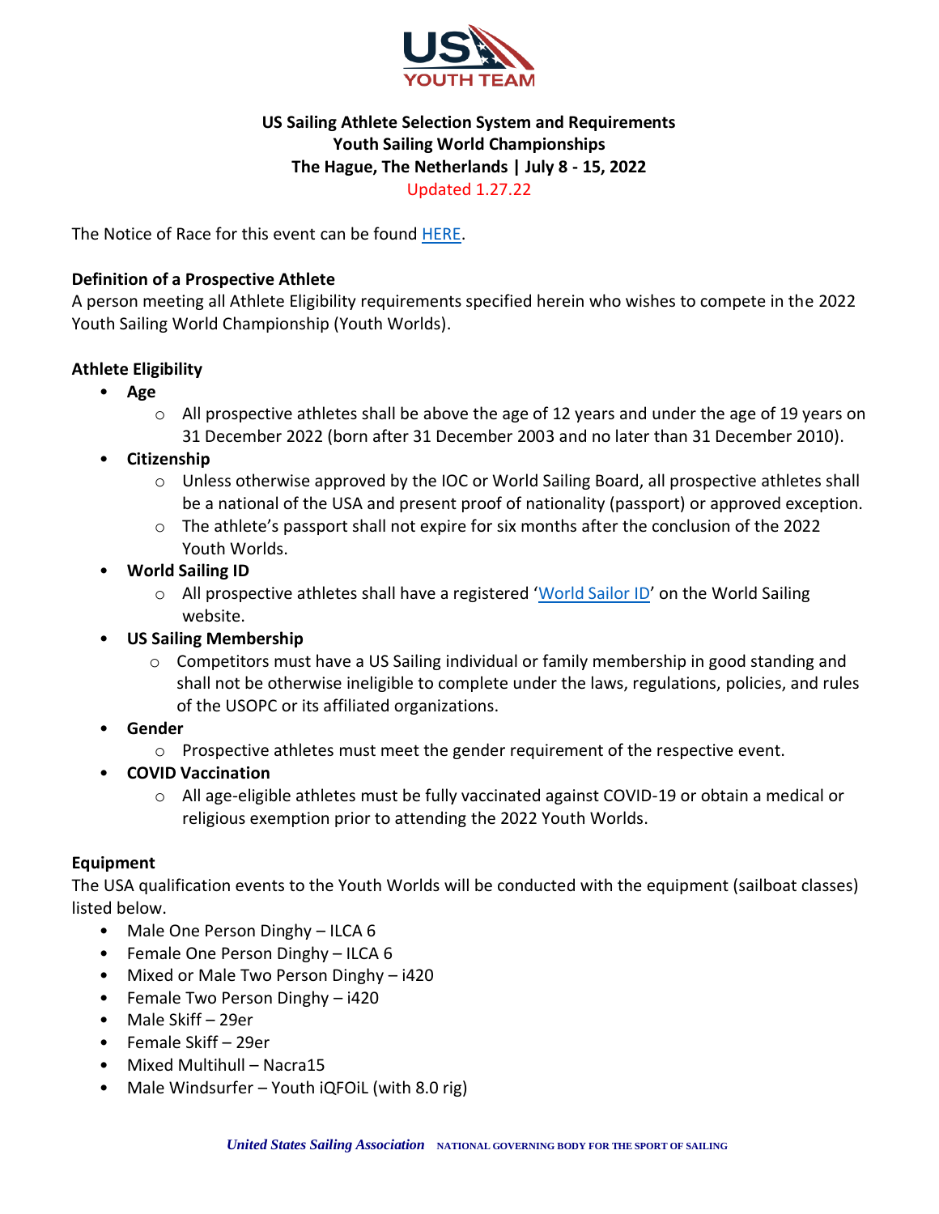# US Sailing Athlete Selection System and Requirements
## Youth Sailing World Championships
## The Hague, The Netherlands | July 8 - 15, 2022

Updated 1.27.22

The Notice of Race for this event can be found [HERE](#).

**Definition of a Prospective Athlete**

A person meeting all Athlete Eligibility requirements specified herein who wishes to compete in the 2022 Youth Sailing World Championship (Youth Worlds).

**Athlete Eligibility**

- **Age**
  - All prospective athletes shall be above the age of 12 years and under the age of 19 years on 31 December 2022 (born after 31 December 2003 and no later than 31 December 2010).
- **Citizenship**
  - Unless otherwise approved by the IOC or World Sailing Board, all prospective athletes shall be a national of the USA and present proof of nationality (passport) or approved exception.
  - The athlete's passport shall not expire for six months after the conclusion of the 2022 Youth Worlds.
- **World Sailing ID**
  - All prospective athletes shall have a registered '[World Sailor ID](#)' on the World Sailing website.
- **US Sailing Membership**
  - Competitors must have a US Sailing individual or family membership in good standing and shall not be otherwise ineligible to complete under the laws, regulations, policies, and rules of the USOPC or its affiliated organizations.
- **Gender**
  - Prospective athletes must meet the gender requirement of the respective event.
- **COVID Vaccination**
  - All age-eligible athletes must be fully vaccinated against COVID-19 or obtain a medical or religious exemption prior to attending the 2022 Youth Worlds.

**Equipment**

The USA qualification events to the Youth Worlds will be conducted with the equipment (sailboat classes) listed below.

- Male One Person Dinghy – ILCA 6
- Female One Person Dinghy – ILCA 6
- Mixed or Male Two Person Dinghy – i420
- Female Two Person Dinghy – i420
- Male Skiff – 29er
- Female Skiff – 29er
- Mixed Multihull – Nacra15
- Male Windsurfer – Youth iQFOiL (with 8.0 rig)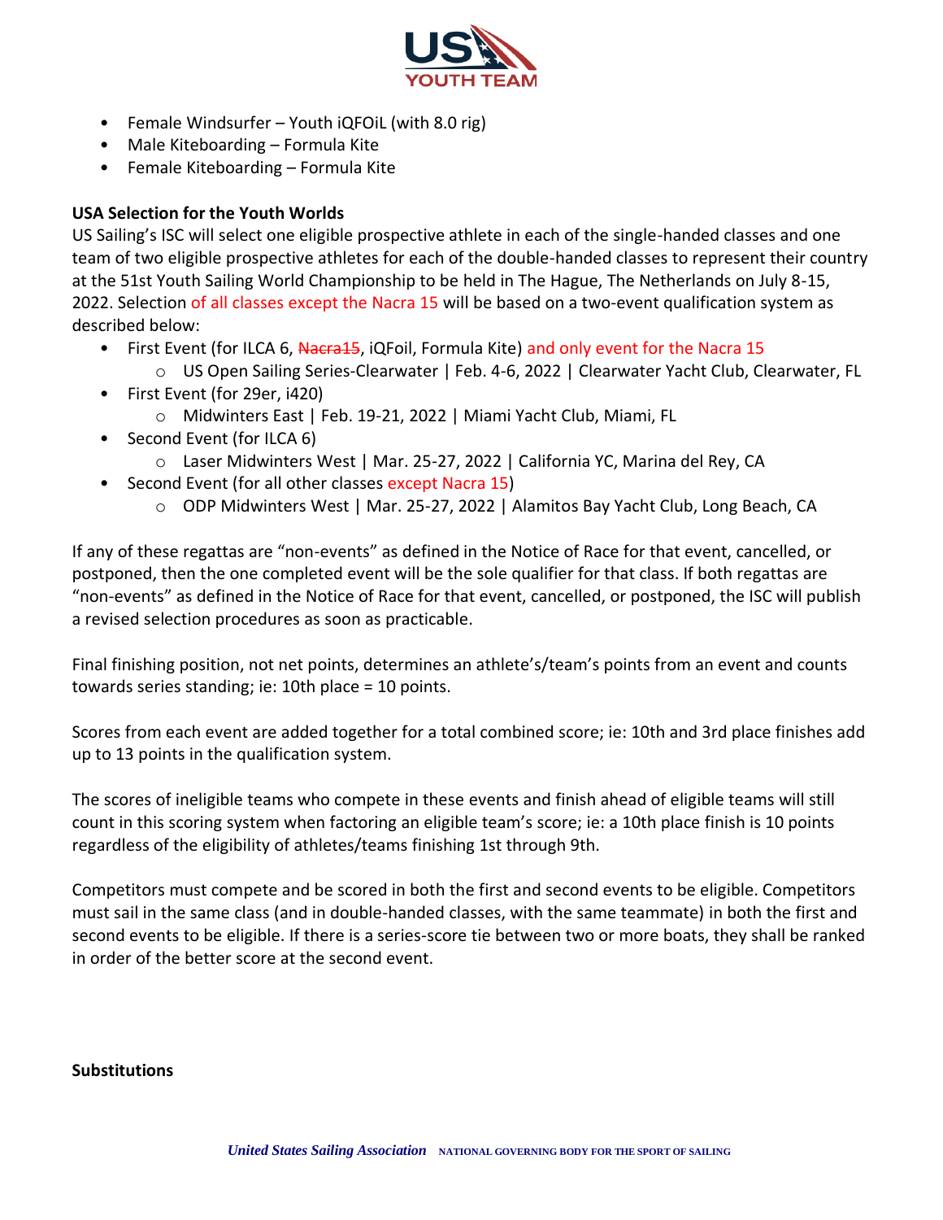- Female Windsurfer – Youth iQFOiL (with 8.0 rig)
- Male Kiteboarding – Formula Kite
- Female Kiteboarding – Formula Kite

**USA Selection for the Youth Worlds**

US Sailing's ISC will select one eligible prospective athlete in each of the single-handed classes and one team of two eligible prospective athletes for each of the double-handed classes to represent their country at the 51st Youth Sailing World Championship to be held in The Hague, The Netherlands on July 8-15, 2022. Selection of all classes except the Nacra 15 will be based on a two-event qualification system as described below:

- First Event (for ILCA 6, ~~Nacra15~~, iQFoil, Formula Kite) and only event for the Nacra 15
  - US Open Sailing Series-Clearwater | Feb. 4-6, 2022 | Clearwater Yacht Club, Clearwater, FL
- First Event (for 29er, i420)
  - Midwinters East | Feb. 19-21, 2022 | Miami Yacht Club, Miami, FL
- Second Event (for ILCA 6)
  - Laser Midwinters West | Mar. 25-27, 2022 | California YC, Marina del Rey, CA
- Second Event (for all other classes except Nacra 15)
  - ODP Midwinters West | Mar. 25-27, 2022 | Alamitos Bay Yacht Club, Long Beach, CA

If any of these regattas are "non-events" as defined in the Notice of Race for that event, cancelled, or postponed, then the one completed event will be the sole qualifier for that class. If both regattas are "non-events" as defined in the Notice of Race for that event, cancelled, or postponed, the ISC will publish a revised selection procedures as soon as practicable.

Final finishing position, not net points, determines an athlete's/team's points from an event and counts towards series standing; ie: 10th place = 10 points.

Scores from each event are added together for a total combined score; ie: 10th and 3rd place finishes add up to 13 points in the qualification system.

The scores of ineligible teams who compete in these events and finish ahead of eligible teams will still count in this scoring system when factoring an eligible team's score; ie: a 10th place finish is 10 points regardless of the eligibility of athletes/teams finishing 1st through 9th.

Competitors must compete and be scored in both the first and second events to be eligible. Competitors must sail in the same class (and in double-handed classes, with the same teammate) in both the first and second events to be eligible. If there is a series-score tie between two or more boats, they shall be ranked in order of the better score at the second event.

**Substitutions**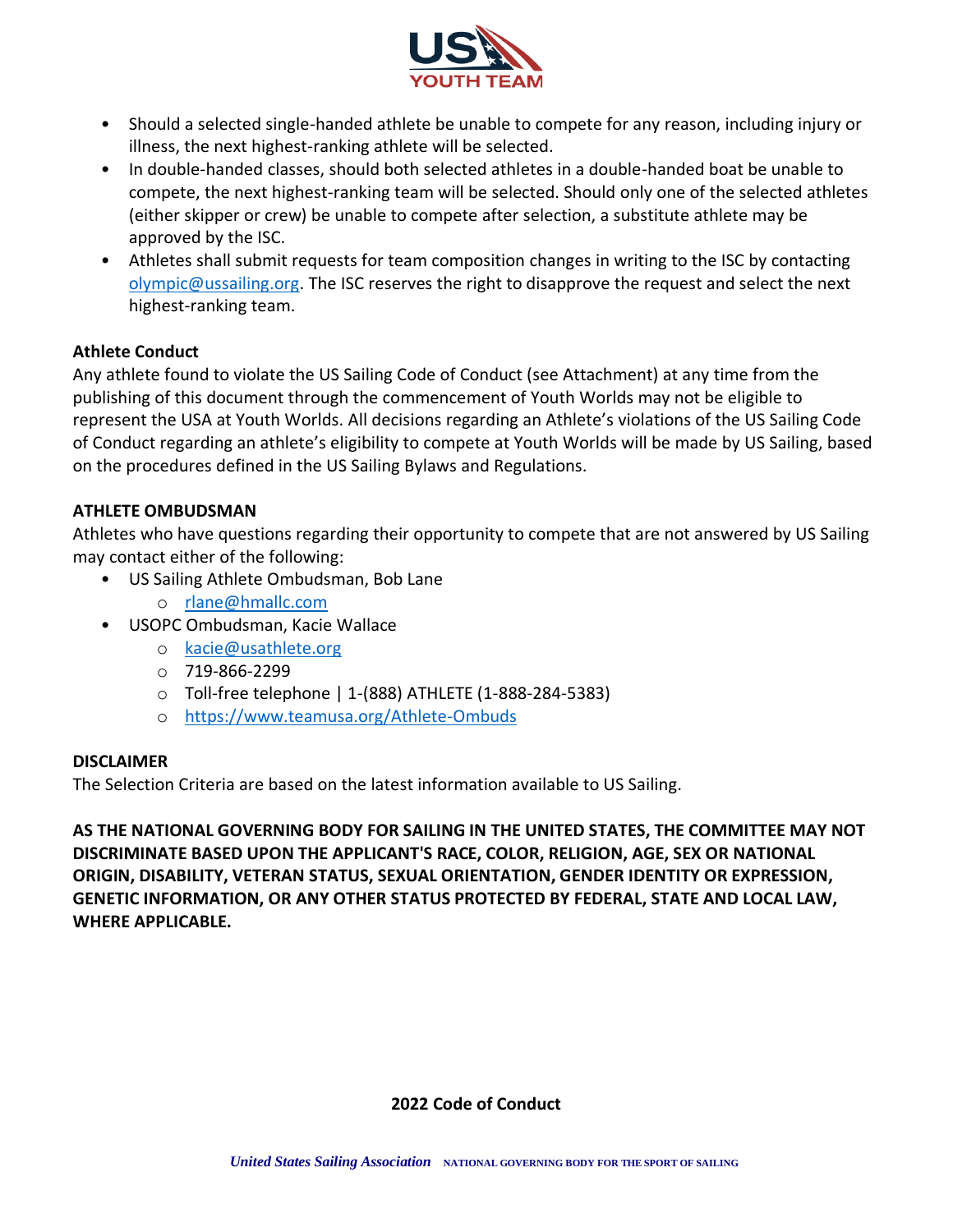- Should a selected single-handed athlete be unable to compete for any reason, including injury or illness, the next highest-ranking athlete will be selected.
- In double-handed classes, should both selected athletes in a double-handed boat be unable to compete, the next highest-ranking team will be selected. Should only one of the selected athletes (either skipper or crew) be unable to compete after selection, a substitute athlete may be approved by the ISC.
- Athletes shall submit requests for team composition changes in writing to the ISC by contacting olympic@ussailing.org. The ISC reserves the right to disapprove the request and select the next highest-ranking team.

**Athlete Conduct**

Any athlete found to violate the US Sailing Code of Conduct (see Attachment) at any time from the publishing of this document through the commencement of Youth Worlds may not be eligible to represent the USA at Youth Worlds. All decisions regarding an Athlete's violations of the US Sailing Code of Conduct regarding an athlete's eligibility to compete at Youth Worlds will be made by US Sailing, based on the procedures defined in the US Sailing Bylaws and Regulations.

**ATHLETE OMBUDSMAN**

Athletes who have questions regarding their opportunity to compete that are not answered by US Sailing may contact either of the following:

- US Sailing Athlete Ombudsman, Bob Lane
  - rlane@hmallc.com
- USOPC Ombudsman, Kacie Wallace
  - kacie@usathlete.org
  - 719-866-2299
  - Toll-free telephone | 1-(888) ATHLETE (1-888-284-5383)
  - https://www.teamusa.org/Athlete-Ombuds

**DISCLAIMER**

The Selection Criteria are based on the latest information available to US Sailing.

**AS THE NATIONAL GOVERNING BODY FOR SAILING IN THE UNITED STATES, THE COMMITTEE MAY NOT DISCRIMINATE BASED UPON THE APPLICANT'S RACE, COLOR, RELIGION, AGE, SEX OR NATIONAL ORIGIN, DISABILITY, VETERAN STATUS, SEXUAL ORIENTATION, GENDER IDENTITY OR EXPRESSION, GENETIC INFORMATION, OR ANY OTHER STATUS PROTECTED BY FEDERAL, STATE AND LOCAL LAW, WHERE APPLICABLE.**

**2022 Code of Conduct**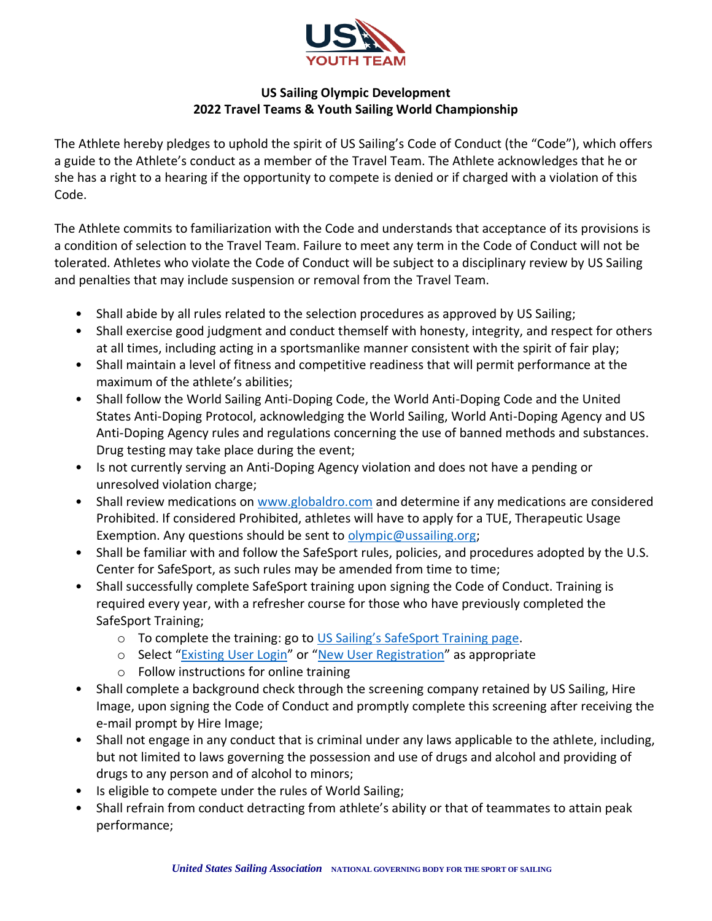**US Sailing Olympic Development**
**2022 Travel Teams & Youth Sailing World Championship**

The Athlete hereby pledges to uphold the spirit of US Sailing's Code of Conduct (the "Code"), which offers a guide to the Athlete's conduct as a member of the Travel Team. The Athlete acknowledges that he or she has a right to a hearing if the opportunity to compete is denied or if charged with a violation of this Code.

The Athlete commits to familiarization with the Code and understands that acceptance of its provisions is a condition of selection to the Travel Team. Failure to meet any term in the Code of Conduct will not be tolerated. Athletes who violate the Code of Conduct will be subject to a disciplinary review by US Sailing and penalties that may include suspension or removal from the Travel Team.

- Shall abide by all rules related to the selection procedures as approved by US Sailing;
- Shall exercise good judgment and conduct themself with honesty, integrity, and respect for others at all times, including acting in a sportsmanlike manner consistent with the spirit of fair play;
- Shall maintain a level of fitness and competitive readiness that will permit performance at the maximum of the athlete's abilities;
- Shall follow the World Sailing Anti-Doping Code, the World Anti-Doping Code and the United States Anti-Doping Protocol, acknowledging the World Sailing, World Anti-Doping Agency and US Anti-Doping Agency rules and regulations concerning the use of banned methods and substances. Drug testing may take place during the event;
- Is not currently serving an Anti-Doping Agency violation and does not have a pending or unresolved violation charge;
- Shall review medications on www.globaldro.com and determine if any medications are considered Prohibited. If considered Prohibited, athletes will have to apply for a TUE, Therapeutic Usage Exemption. Any questions should be sent to olympic@ussailing.org;
- Shall be familiar with and follow the SafeSport rules, policies, and procedures adopted by the U.S. Center for SafeSport, as such rules may be amended from time to time;
- Shall successfully complete SafeSport training upon signing the Code of Conduct. Training is required every year, with a refresher course for those who have previously completed the SafeSport Training;
  - To complete the training: go to US Sailing's SafeSport Training page.
  - Select "Existing User Login" or "New User Registration" as appropriate
  - Follow instructions for online training
- Shall complete a background check through the screening company retained by US Sailing, Hire Image, upon signing the Code of Conduct and promptly complete this screening after receiving the e-mail prompt by Hire Image;
- Shall not engage in any conduct that is criminal under any laws applicable to the athlete, including, but not limited to laws governing the possession and use of drugs and alcohol and providing of drugs to any person and of alcohol to minors;
- Is eligible to compete under the rules of World Sailing;
- Shall refrain from conduct detracting from athlete's ability or that of teammates to attain peak performance;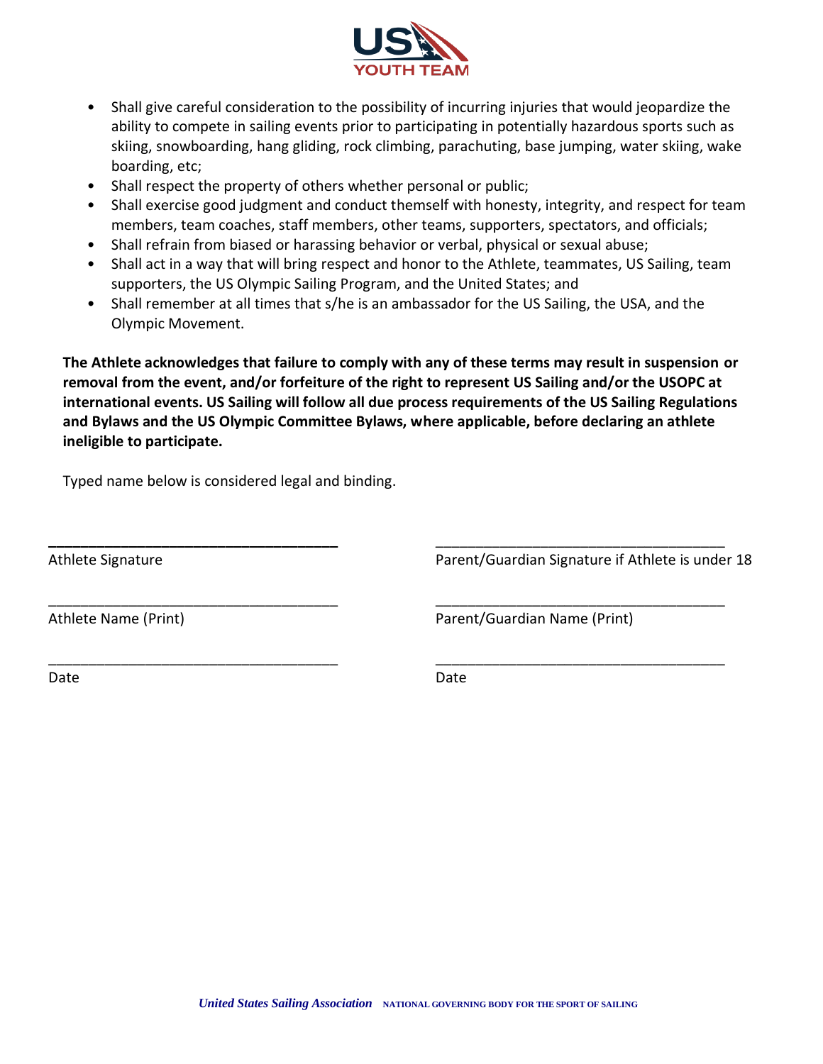- Shall give careful consideration to the possibility of incurring injuries that would jeopardize the ability to compete in sailing events prior to participating in potentially hazardous sports such as skiing, snowboarding, hang gliding, rock climbing, parachuting, base jumping, water skiing, wake boarding, etc;
- Shall respect the property of others whether personal or public;
- Shall exercise good judgment and conduct themself with honesty, integrity, and respect for team members, team coaches, staff members, other teams, supporters, spectators, and officials;
- Shall refrain from biased or harassing behavior or verbal, physical or sexual abuse;
- Shall act in a way that will bring respect and honor to the Athlete, teammates, US Sailing, team supporters, the US Olympic Sailing Program, and the United States; and
- Shall remember at all times that s/he is an ambassador for the US Sailing, the USA, and the Olympic Movement.

**The Athlete acknowledges that failure to comply with any of these terms may result in suspension or removal from the event, and/or forfeiture of the right to represent US Sailing and/or the USOPC at international events. US Sailing will follow all due process requirements of the US Sailing Regulations and Bylaws and the US Olympic Committee Bylaws, where applicable, before declaring an athlete ineligible to participate.**

Typed name below is considered legal and binding.

\_\_\_\_\_\_\_\_\_\_\_\_\_\_\_\_\_\_\_\_\_\_\_\_\_\_\_\_\_\_\_\_\_\_\_\_
Athlete Signature

\_\_\_\_\_\_\_\_\_\_\_\_\_\_\_\_\_\_\_\_\_\_\_\_\_\_\_\_\_\_\_\_\_\_\_\_
Athlete Name (Print)

\_\_\_\_\_\_\_\_\_\_\_\_\_\_\_\_\_\_\_\_\_\_\_\_\_\_\_\_\_\_\_\_\_\_\_\_
Date

\_\_\_\_\_\_\_\_\_\_\_\_\_\_\_\_\_\_\_\_\_\_\_\_\_\_\_\_\_\_\_\_\_\_\_\_
Parent/Guardian Signature if Athlete is under 18

\_\_\_\_\_\_\_\_\_\_\_\_\_\_\_\_\_\_\_\_\_\_\_\_\_\_\_\_\_\_\_\_\_\_\_\_
Parent/Guardian Name (Print)

\_\_\_\_\_\_\_\_\_\_\_\_\_\_\_\_\_\_\_\_\_\_\_\_\_\_\_\_\_\_\_\_\_\_\_\_
Date